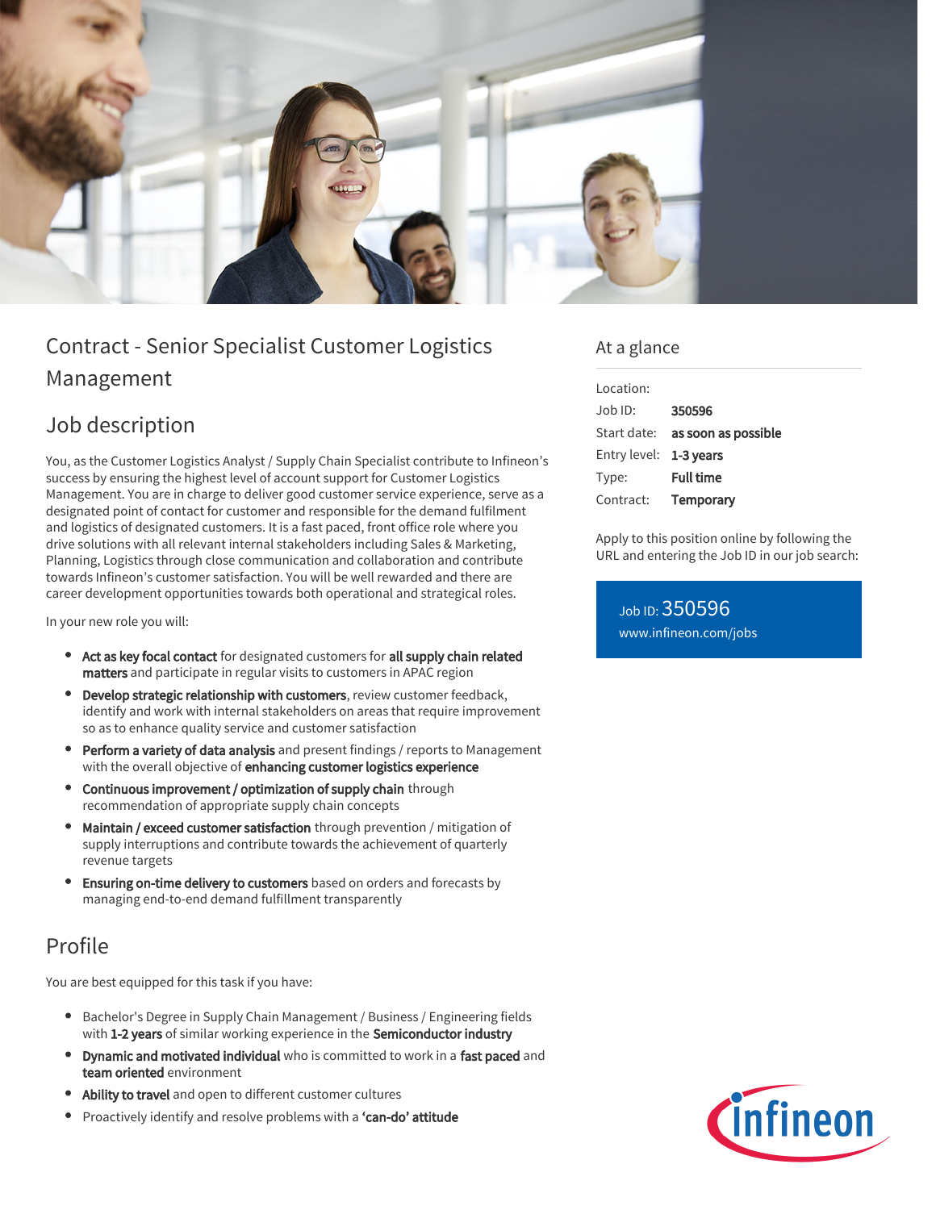# Contract - Senior Specialist Customer Logistics Management

## Job description

You, as the Customer Logistics Analyst / Supply Chain Specialist contribute to Infineon's success by ensuring the highest level of account support for Customer Logistics Management. You are in charge to deliver good customer service experience, serve as a designated point of contact for customer and responsible for the demand fulfilment and logistics of designated customers. It is a fast paced, front office role where you drive solutions with all relevant internal stakeholders including Sales & Marketing, Planning, Logistics through close communication and collaboration and contribute towards Infineon's customer satisfaction. You will be well rewarded and there are career development opportunities towards both operational and strategical roles.

In your new role you will:

- **Act as key focal contact** for designated customers for **all supply chain related matters** and participate in regular visits to customers in APAC region
- **Develop strategic relationship with customers**, review customer feedback, identify and work with internal stakeholders on areas that require improvement so as to enhance quality service and customer satisfaction
- **Perform a variety of data analysis** and present findings / reports to Management with the overall objective of **enhancing customer logistics experience**
- **Continuous improvement / optimization of supply chain** through recommendation of appropriate supply chain concepts
- **Maintain / exceed customer satisfaction** through prevention / mitigation of supply interruptions and contribute towards the achievement of quarterly revenue targets
- **Ensuring on-time delivery to customers** based on orders and forecasts by managing end-to-end demand fulfillment transparently

## Profile

You are best equipped for this task if you have:

- Bachelor's Degree in Supply Chain Management / Business / Engineering fields with **1-2 years** of similar working experience in the **Semiconductor industry**
- **Dynamic and motivated individual** who is committed to work in a **fast paced** and **team oriented** environment
- **Ability to travel** and open to different customer cultures
- Proactively identify and resolve problems with a **'can-do' attitude**

## At a glance

| | |
|---|---|
| Location: | |
| Job ID: | **350596** |
| Start date: | **as soon as possible** |
| Entry level: | **1-3 years** |
| Type: | **Full time** |
| Contract: | **Temporary** |

Apply to this position online by following the URL and entering the Job ID in our job search:

Job ID: 350596
www.infineon.com/jobs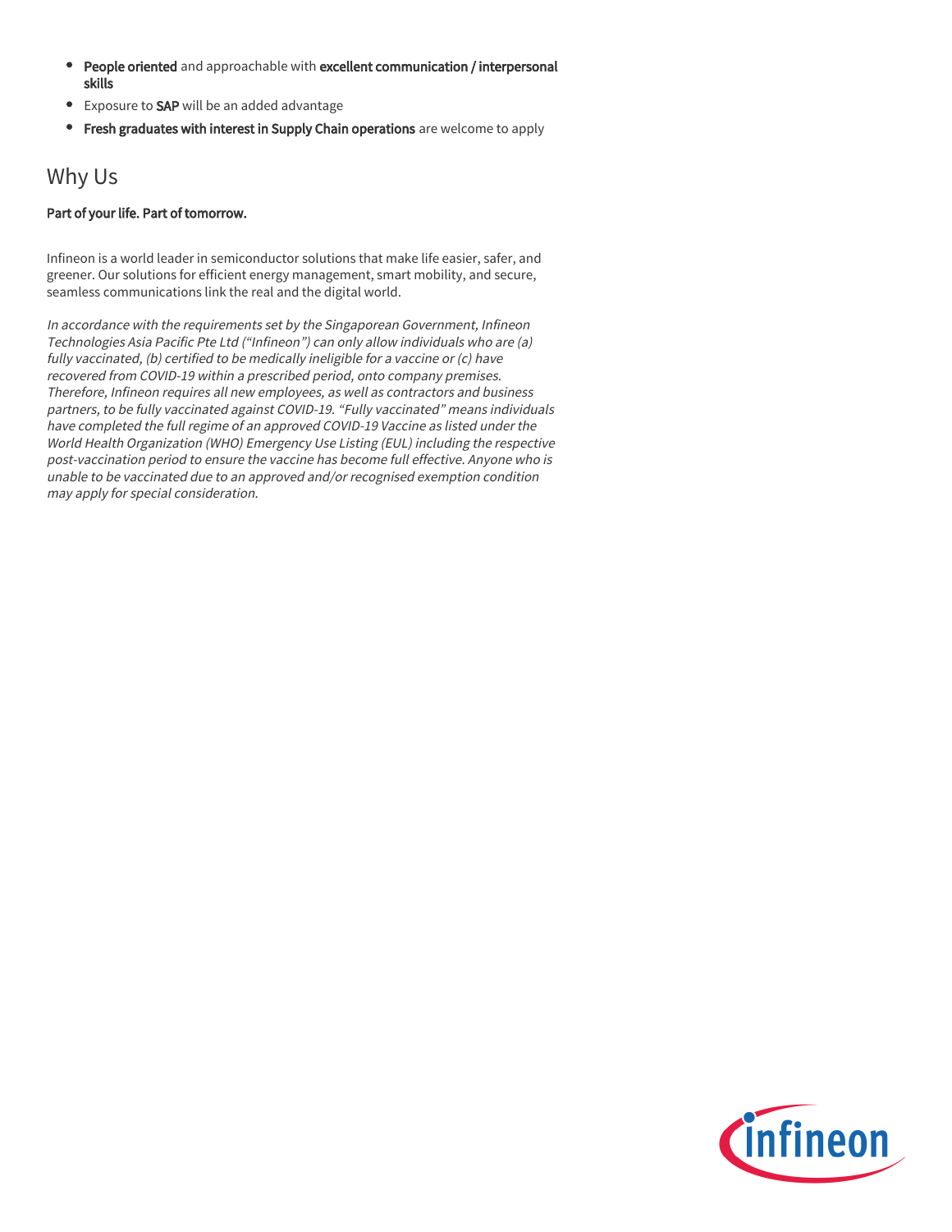- **People oriented** and approachable with **excellent communication / interpersonal skills**
- Exposure to **SAP** will be an added advantage
- **Fresh graduates with interest in Supply Chain operations** are welcome to apply

## Why Us

**Part of your life. Part of tomorrow.**

Infineon is a world leader in semiconductor solutions that make life easier, safer, and greener. Our solutions for efficient energy management, smart mobility, and secure, seamless communications link the real and the digital world.

*In accordance with the requirements set by the Singaporean Government, Infineon Technologies Asia Pacific Pte Ltd ("Infineon") can only allow individuals who are (a) fully vaccinated, (b) certified to be medically ineligible for a vaccine or (c) have recovered from COVID-19 within a prescribed period, onto company premises. Therefore, Infineon requires all new employees, as well as contractors and business partners, to be fully vaccinated against COVID-19. "Fully vaccinated" means individuals have completed the full regime of an approved COVID-19 Vaccine as listed under the World Health Organization (WHO) Emergency Use Listing (EUL) including the respective post-vaccination period to ensure the vaccine has become full effective. Anyone who is unable to be vaccinated due to an approved and/or recognised exemption condition may apply for special consideration.*